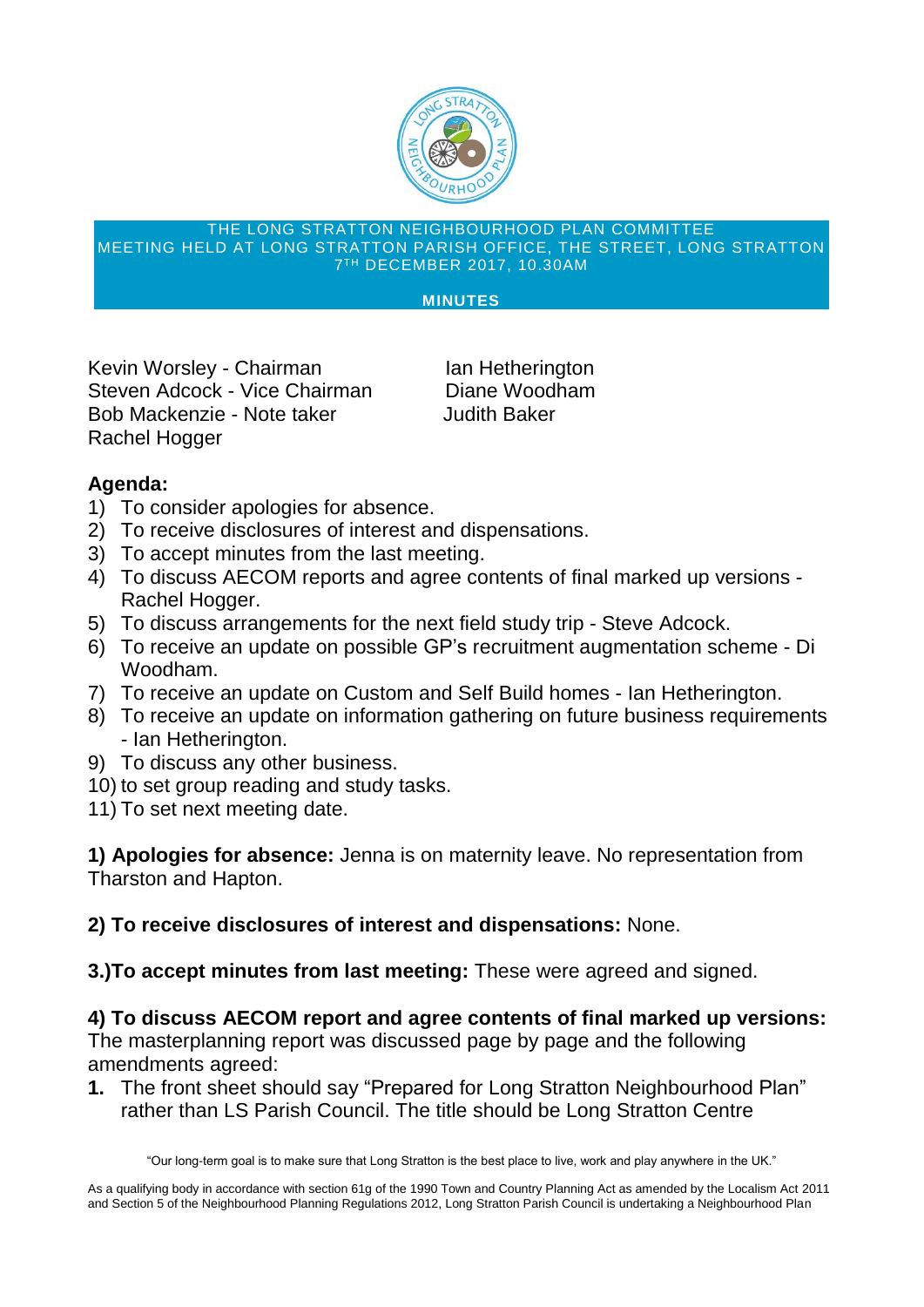THE LONG STRATTON NEIGHBOURHOOD PLAN COMMITTEE
MEETING HELD AT LONG STRATTON PARISH OFFICE, THE STREET, LONG STRATTON
7TH DECEMBER 2017, 10.30AM

**MINUTES**

Kevin Worsley - Chairman
Steven Adcock - Vice Chairman
Bob Mackenzie - Note taker
Rachel Hogger
Ian Hetherington
Diane Woodham
Judith Baker

**Agenda:**

1) To consider apologies for absence.
2) To receive disclosures of interest and dispensations.
3) To accept minutes from the last meeting.
4) To discuss AECOM reports and agree contents of final marked up versions - Rachel Hogger.
5) To discuss arrangements for the next field study trip - Steve Adcock.
6) To receive an update on possible GP's recruitment augmentation scheme - Di Woodham.
7) To receive an update on Custom and Self Build homes - Ian Hetherington.
8) To receive an update on information gathering on future business requirements - Ian Hetherington.
9) To discuss any other business.
10) to set group reading and study tasks.
11) To set next meeting date.

**1) Apologies for absence:** Jenna is on maternity leave. No representation from Tharston and Hapton.

**2) To receive disclosures of interest and dispensations:** None.

**3.)To accept minutes from last meeting:** These were agreed and signed.

**4) To discuss AECOM report and agree contents of final marked up versions:**
The masterplanning report was discussed page by page and the following amendments agreed:

1. The front sheet should say "Prepared for Long Stratton Neighbourhood Plan" rather than LS Parish Council. The title should be Long Stratton Centre

"Our long-term goal is to make sure that Long Stratton is the best place to live, work and play anywhere in the UK."

As a qualifying body in accordance with section 61g of the 1990 Town and Country Planning Act as amended by the Localism Act 2011 and Section 5 of the Neighbourhood Planning Regulations 2012, Long Stratton Parish Council is undertaking a Neighbourhood Plan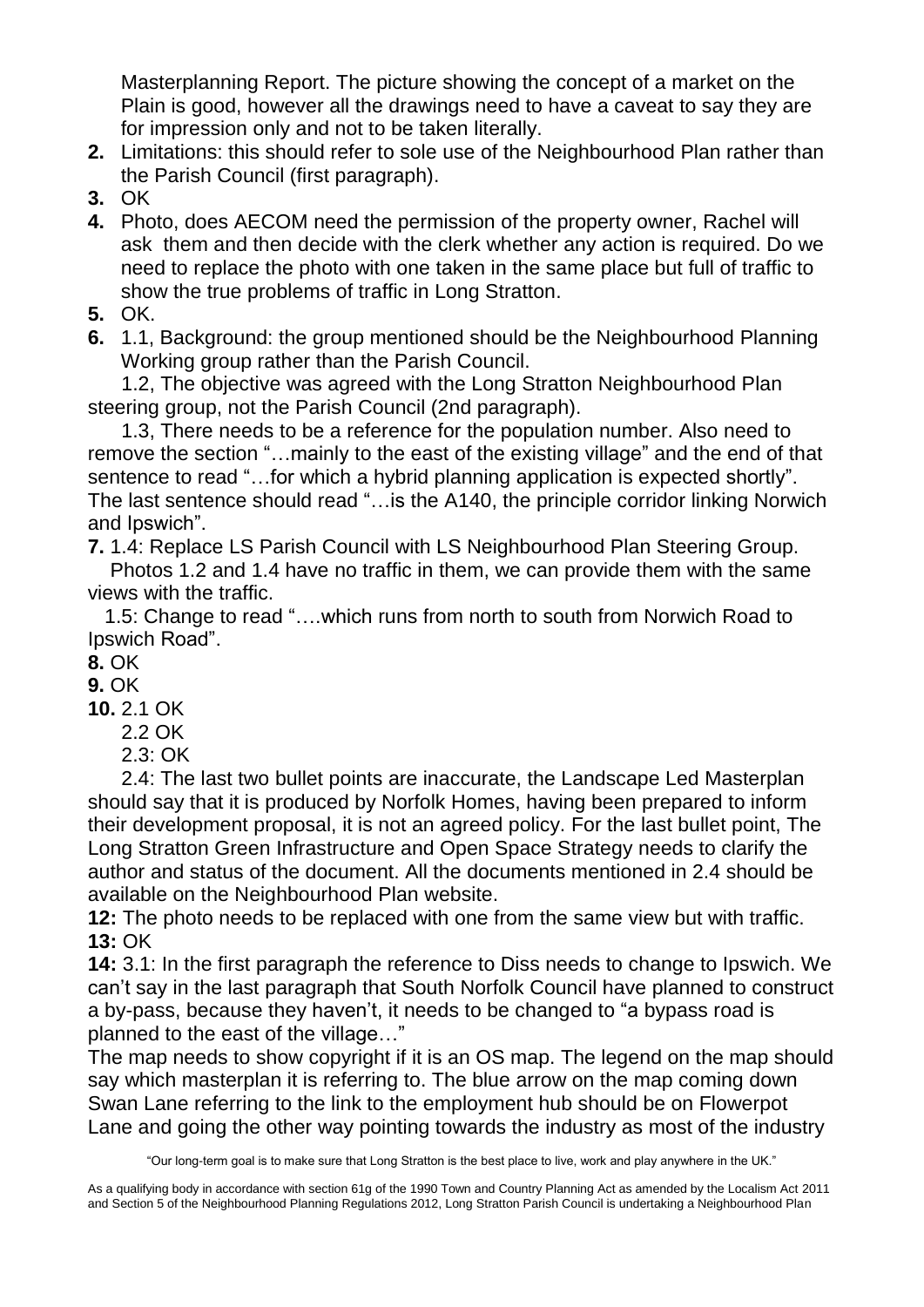Masterplanning Report. The picture showing the concept of a market on the Plain is good, however all the drawings need to have a caveat to say they are for impression only and not to be taken literally.

**2.** Limitations: this should refer to sole use of the Neighbourhood Plan rather than the Parish Council (first paragraph).

**3.** OK

**4.** Photo, does AECOM need the permission of the property owner, Rachel will ask them and then decide with the clerk whether any action is required. Do we need to replace the photo with one taken in the same place but full of traffic to show the true problems of traffic in Long Stratton.

**5.** OK.

**6.** 1.1, Background: the group mentioned should be the Neighbourhood Planning Working group rather than the Parish Council.

1.2, The objective was agreed with the Long Stratton Neighbourhood Plan steering group, not the Parish Council (2nd paragraph).

1.3, There needs to be a reference for the population number. Also need to remove the section "…mainly to the east of the existing village" and the end of that sentence to read "…for which a hybrid planning application is expected shortly". The last sentence should read "…is the A140, the principle corridor linking Norwich and Ipswich".

**7.** 1.4: Replace LS Parish Council with LS Neighbourhood Plan Steering Group.

Photos 1.2 and 1.4 have no traffic in them, we can provide them with the same views with the traffic.

1.5: Change to read "….which runs from north to south from Norwich Road to Ipswich Road".

**8.** OK

**9.** OK

**10.** 2.1 OK

2.2 OK

2.3: OK

2.4: The last two bullet points are inaccurate, the Landscape Led Masterplan should say that it is produced by Norfolk Homes, having been prepared to inform their development proposal, it is not an agreed policy. For the last bullet point, The Long Stratton Green Infrastructure and Open Space Strategy needs to clarify the author and status of the document. All the documents mentioned in 2.4 should be available on the Neighbourhood Plan website.

**12:** The photo needs to be replaced with one from the same view but with traffic.

**13:** OK

**14:** 3.1: In the first paragraph the reference to Diss needs to change to Ipswich. We can't say in the last paragraph that South Norfolk Council have planned to construct a by-pass, because they haven't, it needs to be changed to "a bypass road is planned to the east of the village…"

The map needs to show copyright if it is an OS map. The legend on the map should say which masterplan it is referring to. The blue arrow on the map coming down Swan Lane referring to the link to the employment hub should be on Flowerpot Lane and going the other way pointing towards the industry as most of the industry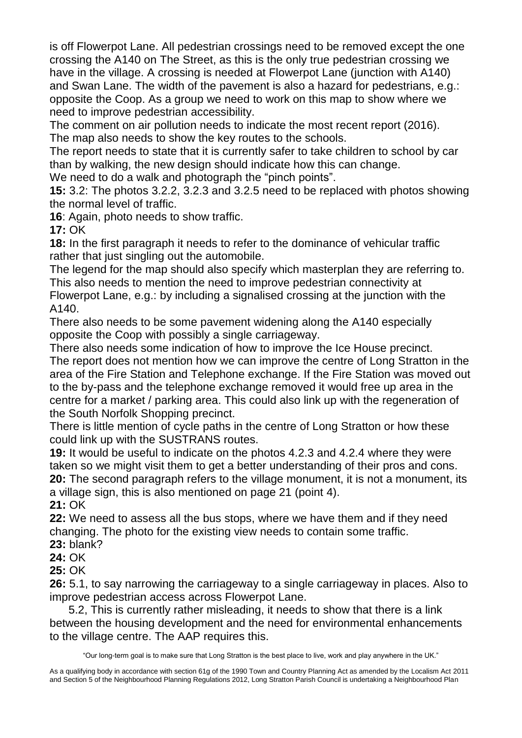is off Flowerpot Lane. All pedestrian crossings need to be removed except the one crossing the A140 on The Street, as this is the only true pedestrian crossing we have in the village. A crossing is needed at Flowerpot Lane (junction with A140) and Swan Lane. The width of the pavement is also a hazard for pedestrians, e.g.: opposite the Coop. As a group we need to work on this map to show where we need to improve pedestrian accessibility.

The comment on air pollution needs to indicate the most recent report (2016).

The map also needs to show the key routes to the schools.

The report needs to state that it is currently safer to take children to school by car than by walking, the new design should indicate how this can change.

We need to do a walk and photograph the "pinch points".

**15:** 3.2: The photos 3.2.2, 3.2.3 and 3.2.5 need to be replaced with photos showing the normal level of traffic.

**16**: Again, photo needs to show traffic.

**17:** OK

**18:** In the first paragraph it needs to refer to the dominance of vehicular traffic rather that just singling out the automobile.

The legend for the map should also specify which masterplan they are referring to.

This also needs to mention the need to improve pedestrian connectivity at Flowerpot Lane, e.g.: by including a signalised crossing at the junction with the A140.

There also needs to be some pavement widening along the A140 especially opposite the Coop with possibly a single carriageway.

There also needs some indication of how to improve the Ice House precinct.

The report does not mention how we can improve the centre of Long Stratton in the area of the Fire Station and Telephone exchange. If the Fire Station was moved out to the by-pass and the telephone exchange removed it would free up area in the centre for a market / parking area. This could also link up with the regeneration of the South Norfolk Shopping precinct.

There is little mention of cycle paths in the centre of Long Stratton or how these could link up with the SUSTRANS routes.

**19:** It would be useful to indicate on the photos 4.2.3 and 4.2.4 where they were taken so we might visit them to get a better understanding of their pros and cons.

**20:** The second paragraph refers to the village monument, it is not a monument, its a village sign, this is also mentioned on page 21 (point 4).

**21:** OK

**22:** We need to assess all the bus stops, where we have them and if they need changing. The photo for the existing view needs to contain some traffic.

**23:** blank?

**24:** OK

**25:** OK

**26:** 5.1, to say narrowing the carriageway to a single carriageway in places. Also to improve pedestrian access across Flowerpot Lane.

5.2, This is currently rather misleading, it needs to show that there is a link between the housing development and the need for environmental enhancements to the village centre. The AAP requires this.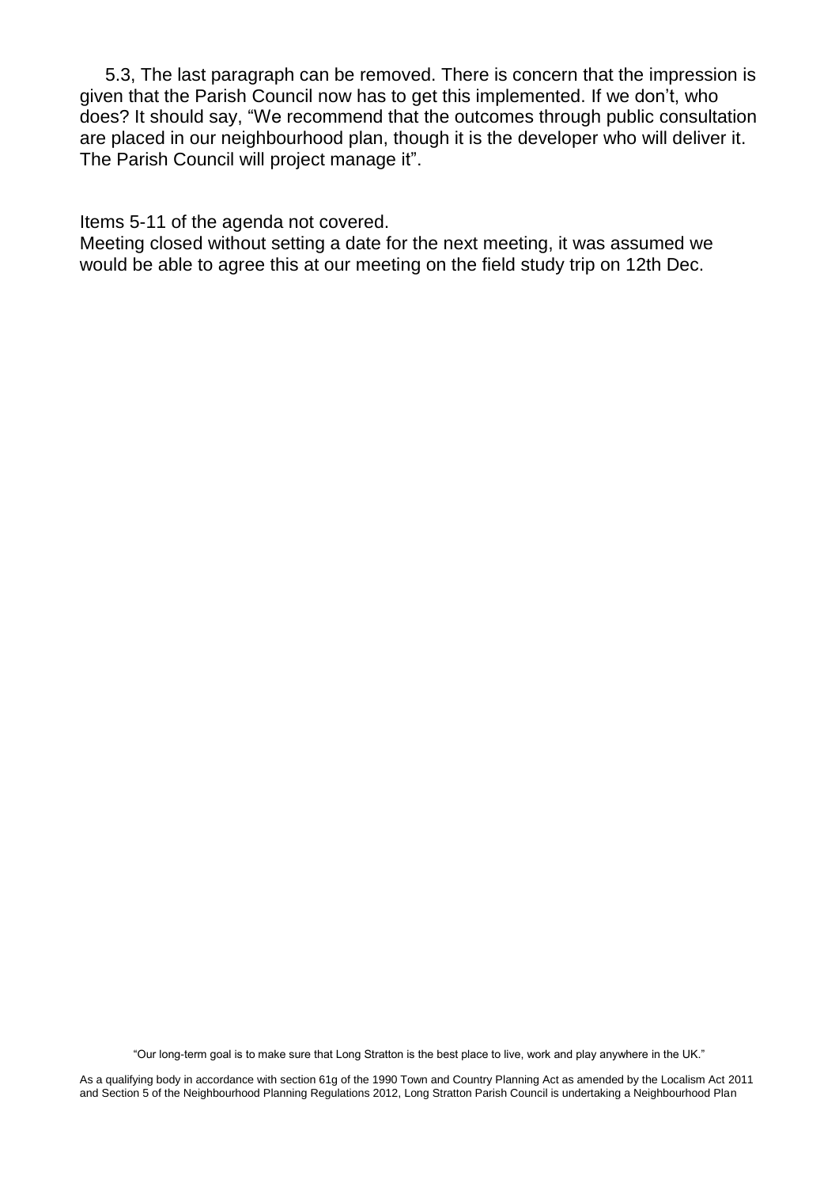5.3, The last paragraph can be removed. There is concern that the impression is given that the Parish Council now has to get this implemented. If we don't, who does? It should say, "We recommend that the outcomes through public consultation are placed in our neighbourhood plan, though it is the developer who will deliver it. The Parish Council will project manage it".

Items 5-11 of the agenda not covered.

Meeting closed without setting a date for the next meeting, it was assumed we would be able to agree this at our meeting on the field study trip on 12th Dec.